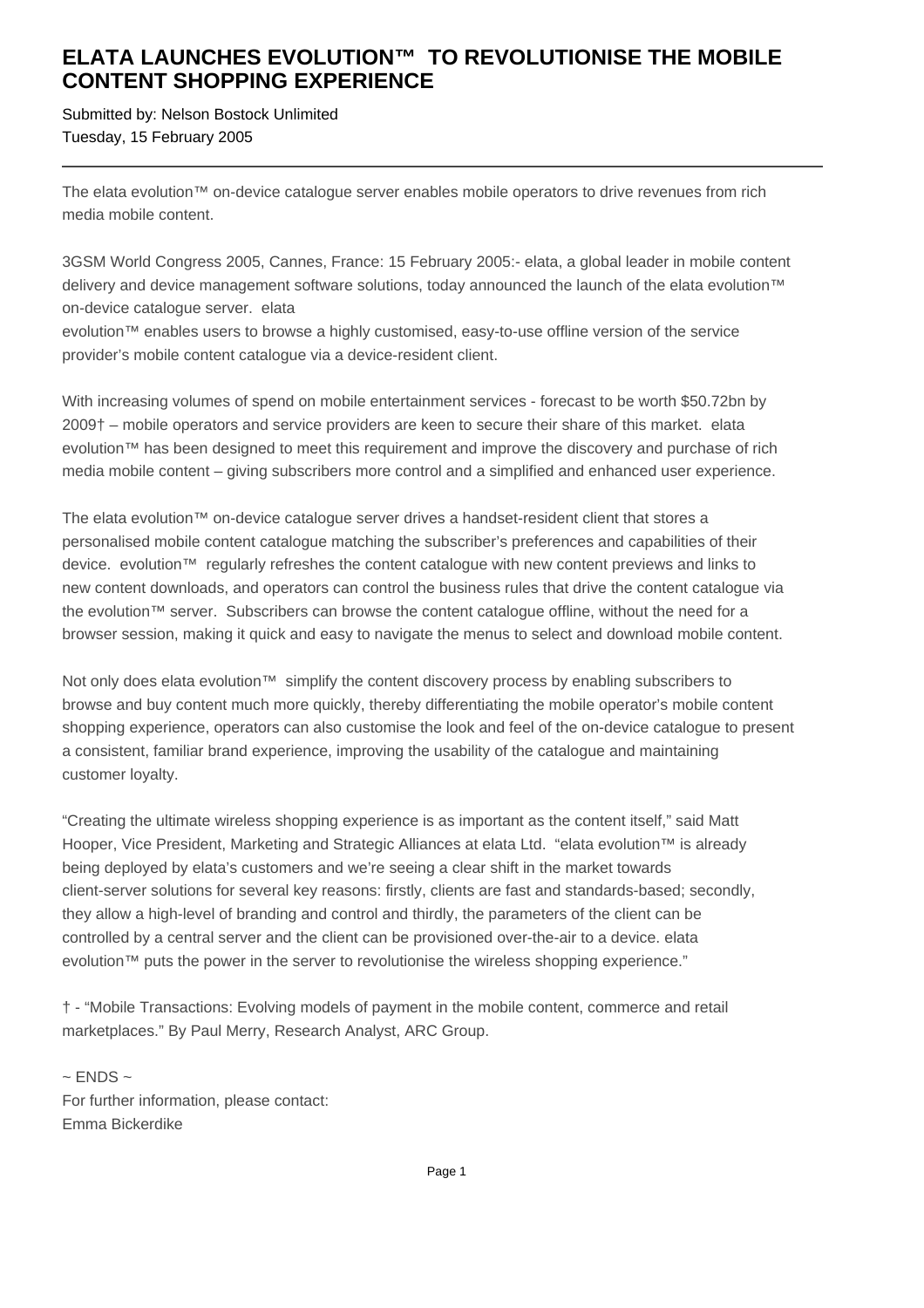# ELATA LAUNCHES EVOLUTION™ TO REVOLUTIONISE THE MOBILE CONTENT SHOPPING EXPERIENCE

Submitted by: Nelson Bostock Unlimited
Tuesday, 15 February 2005

---

The elata evolution™ on-device catalogue server enables mobile operators to drive revenues from rich media mobile content.

3GSM World Congress 2005, Cannes, France: 15 February 2005:- elata, a global leader in mobile content delivery and device management software solutions, today announced the launch of the elata evolution™ on-device catalogue server. elata evolution™ enables users to browse a highly customised, easy-to-use offline version of the service provider's mobile content catalogue via a device-resident client.

With increasing volumes of spend on mobile entertainment services - forecast to be worth $50.72bn by 2009† – mobile operators and service providers are keen to secure their share of this market. elata evolution™ has been designed to meet this requirement and improve the discovery and purchase of rich media mobile content – giving subscribers more control and a simplified and enhanced user experience.

The elata evolution™ on-device catalogue server drives a handset-resident client that stores a personalised mobile content catalogue matching the subscriber's preferences and capabilities of their device. evolution™ regularly refreshes the content catalogue with new content previews and links to new content downloads, and operators can control the business rules that drive the content catalogue via the evolution™ server. Subscribers can browse the content catalogue offline, without the need for a browser session, making it quick and easy to navigate the menus to select and download mobile content.

Not only does elata evolution™ simplify the content discovery process by enabling subscribers to browse and buy content much more quickly, thereby differentiating the mobile operator's mobile content shopping experience, operators can also customise the look and feel of the on-device catalogue to present a consistent, familiar brand experience, improving the usability of the catalogue and maintaining customer loyalty.

"Creating the ultimate wireless shopping experience is as important as the content itself," said Matt Hooper, Vice President, Marketing and Strategic Alliances at elata Ltd. "elata evolution™ is already being deployed by elata's customers and we're seeing a clear shift in the market towards client-server solutions for several key reasons: firstly, clients are fast and standards-based; secondly, they allow a high-level of branding and control and thirdly, the parameters of the client can be controlled by a central server and the client can be provisioned over-the-air to a device. elata evolution™ puts the power in the server to revolutionise the wireless shopping experience."

† - "Mobile Transactions: Evolving models of payment in the mobile content, commerce and retail marketplaces." By Paul Merry, Research Analyst, ARC Group.

~ ENDS ~
For further information, please contact:
Emma Bickerdike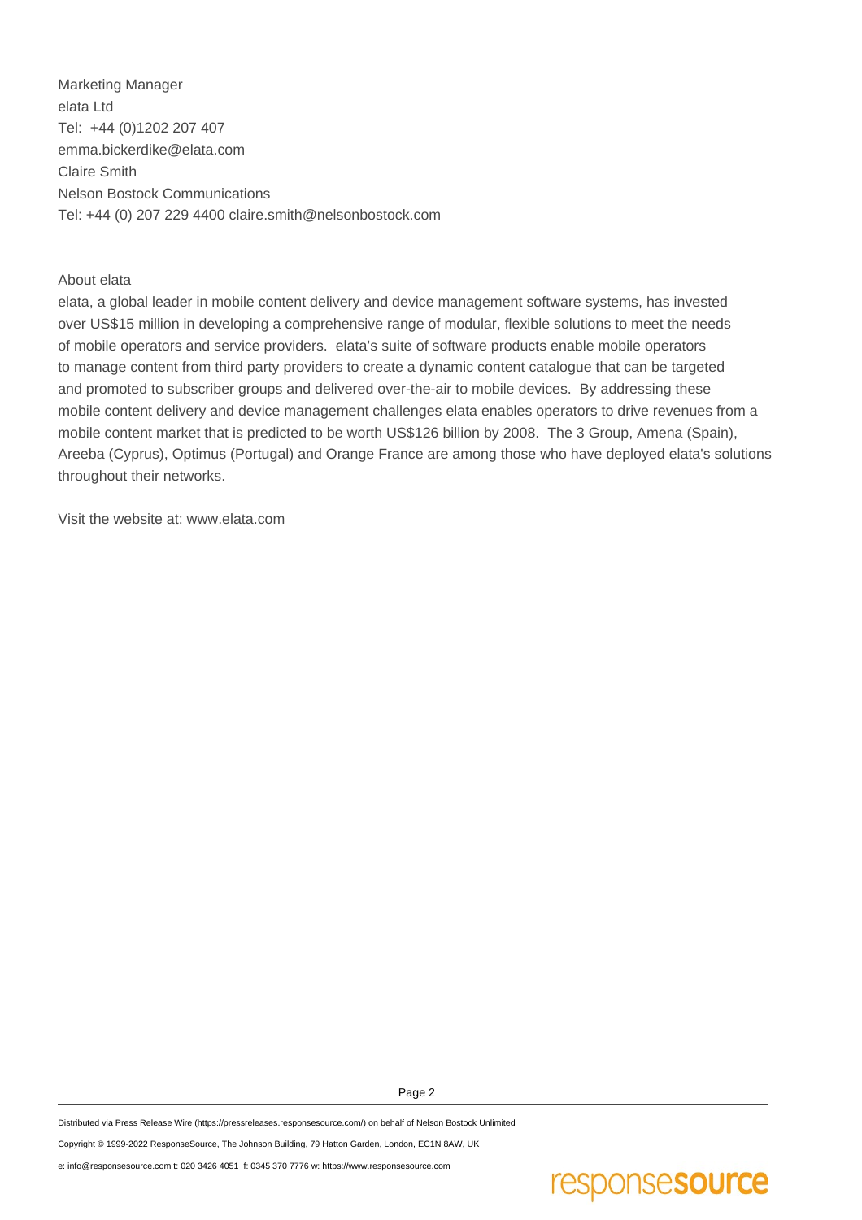Marketing Manager
elata Ltd
Tel: +44 (0)1202 207 407
emma.bickerdike@elata.com
Claire Smith
Nelson Bostock Communications
Tel: +44 (0) 207 229 4400 claire.smith@nelsonbostock.com

About elata

elata, a global leader in mobile content delivery and device management software systems, has invested over US$15 million in developing a comprehensive range of modular, flexible solutions to meet the needs of mobile operators and service providers. elata's suite of software products enable mobile operators to manage content from third party providers to create a dynamic content catalogue that can be targeted and promoted to subscriber groups and delivered over-the-air to mobile devices. By addressing these mobile content delivery and device management challenges elata enables operators to drive revenues from a mobile content market that is predicted to be worth US$126 billion by 2008. The 3 Group, Amena (Spain), Areeba (Cyprus), Optimus (Portugal) and Orange France are among those who have deployed elata's solutions throughout their networks.

Visit the website at: www.elata.com

Distributed via Press Release Wire (https://pressreleases.responsesource.com/) on behalf of Nelson Bostock Unlimited

Copyright © 1999-2022 ResponseSource, The Johnson Building, 79 Hatton Garden, London, EC1N 8AW, UK

e: info@responsesource.com t: 020 3426 4051 f: 0345 370 7776 w: https://www.responsesource.com

responsesource